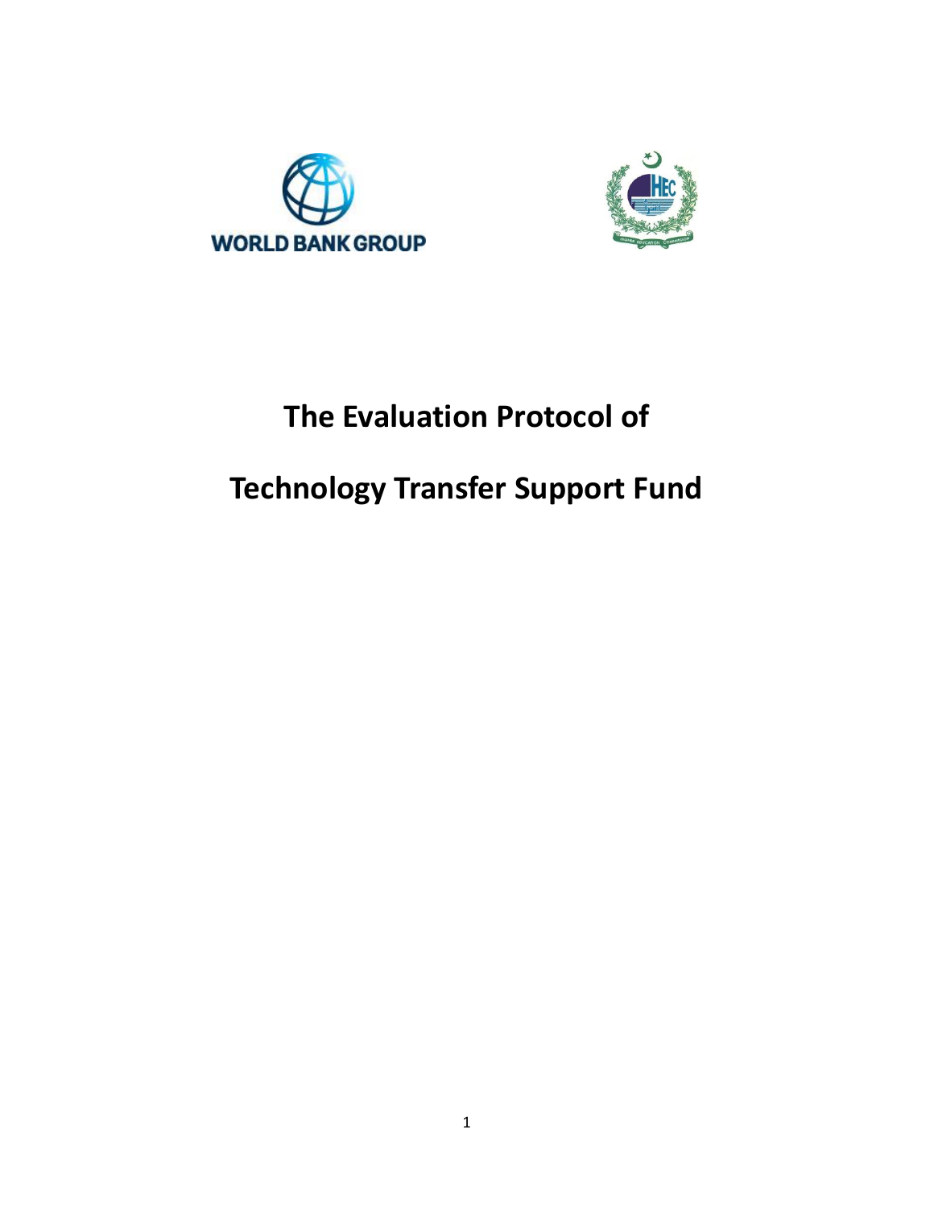# The Evaluation Protocol of

# Technology Transfer Support Fund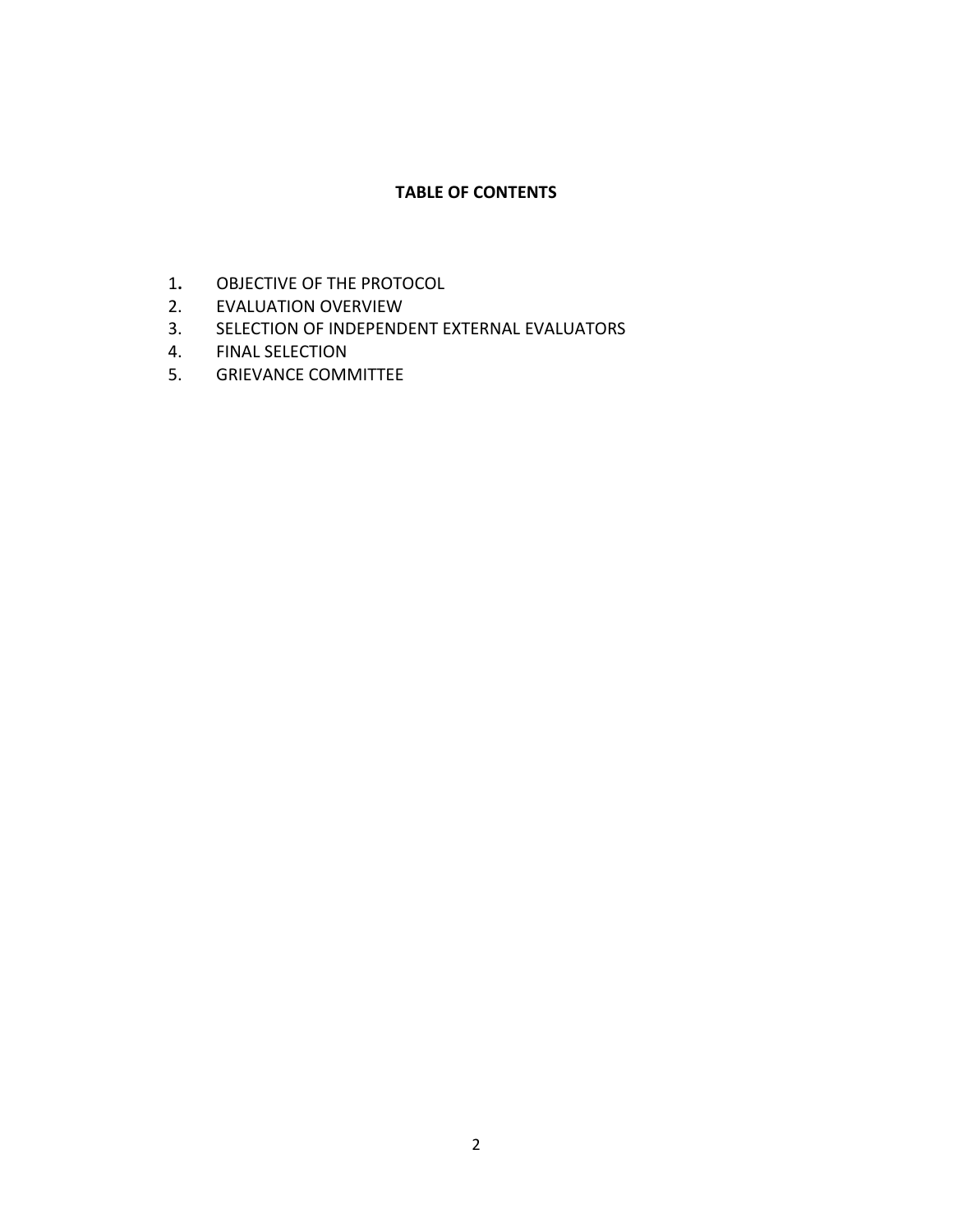**TABLE OF CONTENTS**

1. OBJECTIVE OF THE PROTOCOL
2. EVALUATION OVERVIEW
3. SELECTION OF INDEPENDENT EXTERNAL EVALUATORS
4. FINAL SELECTION
5. GRIEVANCE COMMITTEE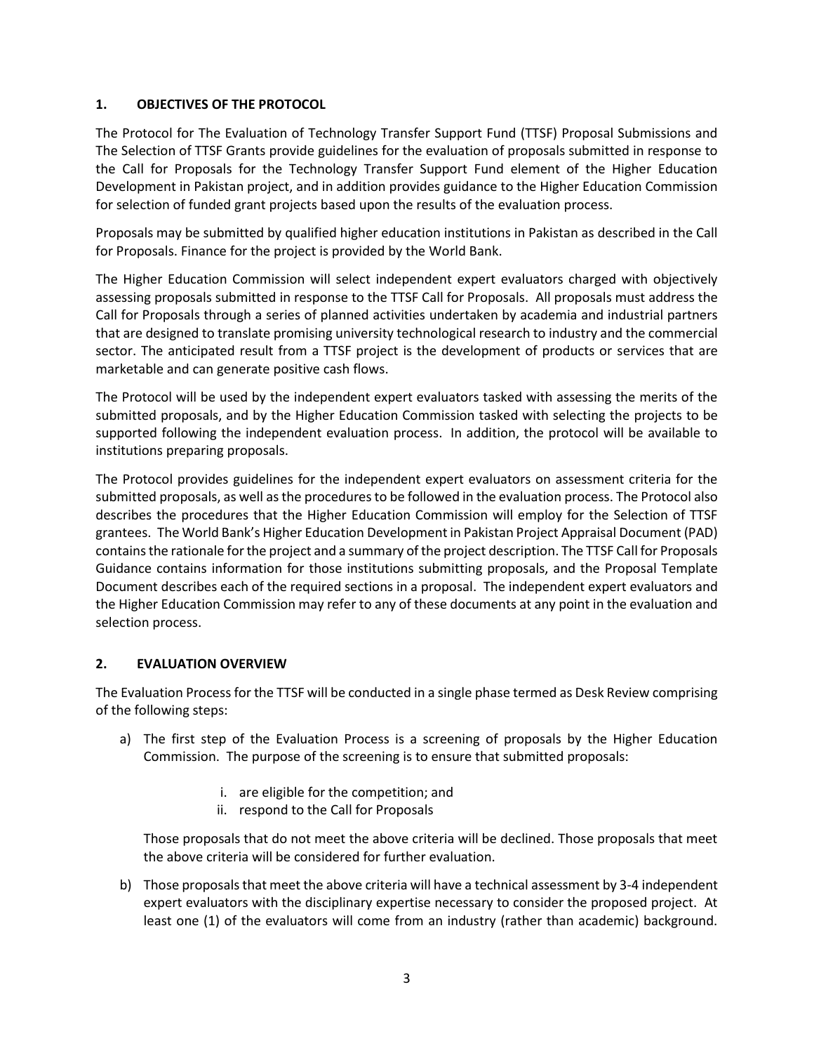## 1. OBJECTIVES OF THE PROTOCOL

The Protocol for The Evaluation of Technology Transfer Support Fund (TTSF) Proposal Submissions and The Selection of TTSF Grants provide guidelines for the evaluation of proposals submitted in response to the Call for Proposals for the Technology Transfer Support Fund element of the Higher Education Development in Pakistan project, and in addition provides guidance to the Higher Education Commission for selection of funded grant projects based upon the results of the evaluation process.

Proposals may be submitted by qualified higher education institutions in Pakistan as described in the Call for Proposals. Finance for the project is provided by the World Bank.

The Higher Education Commission will select independent expert evaluators charged with objectively assessing proposals submitted in response to the TTSF Call for Proposals. All proposals must address the Call for Proposals through a series of planned activities undertaken by academia and industrial partners that are designed to translate promising university technological research to industry and the commercial sector. The anticipated result from a TTSF project is the development of products or services that are marketable and can generate positive cash flows.

The Protocol will be used by the independent expert evaluators tasked with assessing the merits of the submitted proposals, and by the Higher Education Commission tasked with selecting the projects to be supported following the independent evaluation process. In addition, the protocol will be available to institutions preparing proposals.

The Protocol provides guidelines for the independent expert evaluators on assessment criteria for the submitted proposals, as well as the procedures to be followed in the evaluation process. The Protocol also describes the procedures that the Higher Education Commission will employ for the Selection of TTSF grantees. The World Bank's Higher Education Development in Pakistan Project Appraisal Document (PAD) contains the rationale for the project and a summary of the project description. The TTSF Call for Proposals Guidance contains information for those institutions submitting proposals, and the Proposal Template Document describes each of the required sections in a proposal. The independent expert evaluators and the Higher Education Commission may refer to any of these documents at any point in the evaluation and selection process.

## 2. EVALUATION OVERVIEW

The Evaluation Process for the TTSF will be conducted in a single phase termed as Desk Review comprising of the following steps:

a) The first step of the Evaluation Process is a screening of proposals by the Higher Education Commission. The purpose of the screening is to ensure that submitted proposals:

   i. are eligible for the competition; and
   ii. respond to the Call for Proposals

   Those proposals that do not meet the above criteria will be declined. Those proposals that meet the above criteria will be considered for further evaluation.

b) Those proposals that meet the above criteria will have a technical assessment by 3-4 independent expert evaluators with the disciplinary expertise necessary to consider the proposed project. At least one (1) of the evaluators will come from an industry (rather than academic) background.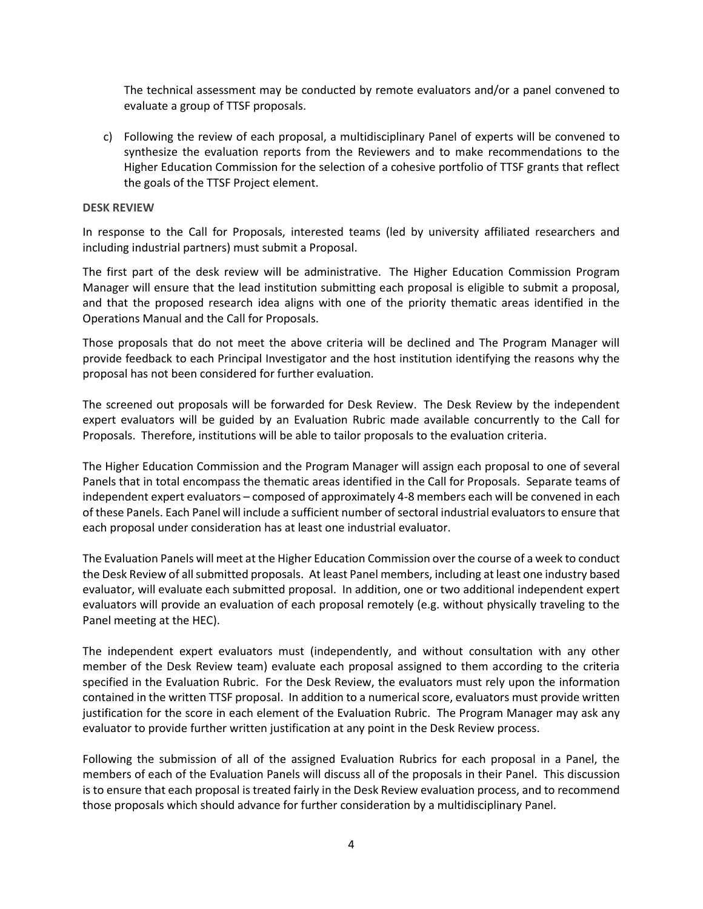The technical assessment may be conducted by remote evaluators and/or a panel convened to evaluate a group of TTSF proposals.

c) Following the review of each proposal, a multidisciplinary Panel of experts will be convened to synthesize the evaluation reports from the Reviewers and to make recommendations to the Higher Education Commission for the selection of a cohesive portfolio of TTSF grants that reflect the goals of the TTSF Project element.

**DESK REVIEW**

In response to the Call for Proposals, interested teams (led by university affiliated researchers and including industrial partners) must submit a Proposal.

The first part of the desk review will be administrative. The Higher Education Commission Program Manager will ensure that the lead institution submitting each proposal is eligible to submit a proposal, and that the proposed research idea aligns with one of the priority thematic areas identified in the Operations Manual and the Call for Proposals.

Those proposals that do not meet the above criteria will be declined and The Program Manager will provide feedback to each Principal Investigator and the host institution identifying the reasons why the proposal has not been considered for further evaluation.

The screened out proposals will be forwarded for Desk Review. The Desk Review by the independent expert evaluators will be guided by an Evaluation Rubric made available concurrently to the Call for Proposals. Therefore, institutions will be able to tailor proposals to the evaluation criteria.

The Higher Education Commission and the Program Manager will assign each proposal to one of several Panels that in total encompass the thematic areas identified in the Call for Proposals. Separate teams of independent expert evaluators – composed of approximately 4-8 members each will be convened in each of these Panels. Each Panel will include a sufficient number of sectoral industrial evaluators to ensure that each proposal under consideration has at least one industrial evaluator.

The Evaluation Panels will meet at the Higher Education Commission over the course of a week to conduct the Desk Review of all submitted proposals. At least Panel members, including at least one industry based evaluator, will evaluate each submitted proposal. In addition, one or two additional independent expert evaluators will provide an evaluation of each proposal remotely (e.g. without physically traveling to the Panel meeting at the HEC).

The independent expert evaluators must (independently, and without consultation with any other member of the Desk Review team) evaluate each proposal assigned to them according to the criteria specified in the Evaluation Rubric. For the Desk Review, the evaluators must rely upon the information contained in the written TTSF proposal. In addition to a numerical score, evaluators must provide written justification for the score in each element of the Evaluation Rubric. The Program Manager may ask any evaluator to provide further written justification at any point in the Desk Review process.

Following the submission of all of the assigned Evaluation Rubrics for each proposal in a Panel, the members of each of the Evaluation Panels will discuss all of the proposals in their Panel. This discussion is to ensure that each proposal is treated fairly in the Desk Review evaluation process, and to recommend those proposals which should advance for further consideration by a multidisciplinary Panel.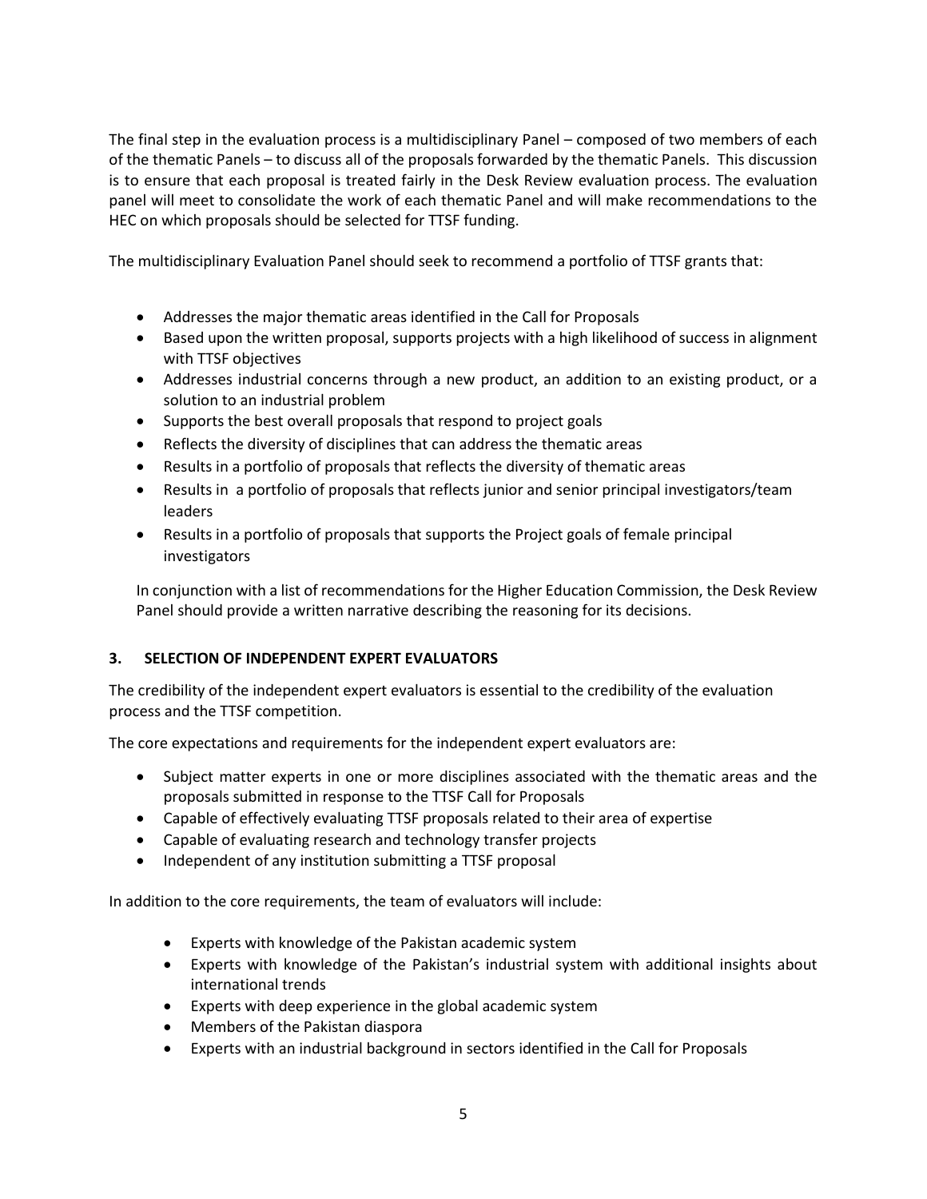The final step in the evaluation process is a multidisciplinary Panel – composed of two members of each of the thematic Panels – to discuss all of the proposals forwarded by the thematic Panels. This discussion is to ensure that each proposal is treated fairly in the Desk Review evaluation process. The evaluation panel will meet to consolidate the work of each thematic Panel and will make recommendations to the HEC on which proposals should be selected for TTSF funding.

The multidisciplinary Evaluation Panel should seek to recommend a portfolio of TTSF grants that:

- Addresses the major thematic areas identified in the Call for Proposals
- Based upon the written proposal, supports projects with a high likelihood of success in alignment with TTSF objectives
- Addresses industrial concerns through a new product, an addition to an existing product, or a solution to an industrial problem
- Supports the best overall proposals that respond to project goals
- Reflects the diversity of disciplines that can address the thematic areas
- Results in a portfolio of proposals that reflects the diversity of thematic areas
- Results in a portfolio of proposals that reflects junior and senior principal investigators/team leaders
- Results in a portfolio of proposals that supports the Project goals of female principal investigators

In conjunction with a list of recommendations for the Higher Education Commission, the Desk Review Panel should provide a written narrative describing the reasoning for its decisions.

### 3. SELECTION OF INDEPENDENT EXPERT EVALUATORS

The credibility of the independent expert evaluators is essential to the credibility of the evaluation process and the TTSF competition.

The core expectations and requirements for the independent expert evaluators are:

- Subject matter experts in one or more disciplines associated with the thematic areas and the proposals submitted in response to the TTSF Call for Proposals
- Capable of effectively evaluating TTSF proposals related to their area of expertise
- Capable of evaluating research and technology transfer projects
- Independent of any institution submitting a TTSF proposal

In addition to the core requirements, the team of evaluators will include:

- Experts with knowledge of the Pakistan academic system
- Experts with knowledge of the Pakistan's industrial system with additional insights about international trends
- Experts with deep experience in the global academic system
- Members of the Pakistan diaspora
- Experts with an industrial background in sectors identified in the Call for Proposals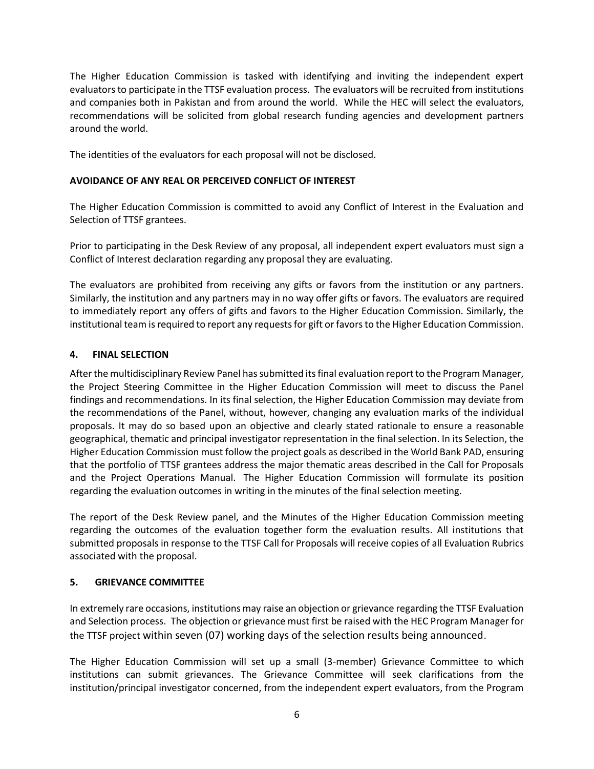The Higher Education Commission is tasked with identifying and inviting the independent expert evaluators to participate in the TTSF evaluation process. The evaluators will be recruited from institutions and companies both in Pakistan and from around the world. While the HEC will select the evaluators, recommendations will be solicited from global research funding agencies and development partners around the world.

The identities of the evaluators for each proposal will not be disclosed.

**AVOIDANCE OF ANY REAL OR PERCEIVED CONFLICT OF INTEREST**

The Higher Education Commission is committed to avoid any Conflict of Interest in the Evaluation and Selection of TTSF grantees.

Prior to participating in the Desk Review of any proposal, all independent expert evaluators must sign a Conflict of Interest declaration regarding any proposal they are evaluating.

The evaluators are prohibited from receiving any gifts or favors from the institution or any partners. Similarly, the institution and any partners may in no way offer gifts or favors. The evaluators are required to immediately report any offers of gifts and favors to the Higher Education Commission. Similarly, the institutional team is required to report any requests for gift or favors to the Higher Education Commission.

## 4. FINAL SELECTION

After the multidisciplinary Review Panel has submitted its final evaluation report to the Program Manager, the Project Steering Committee in the Higher Education Commission will meet to discuss the Panel findings and recommendations. In its final selection, the Higher Education Commission may deviate from the recommendations of the Panel, without, however, changing any evaluation marks of the individual proposals. It may do so based upon an objective and clearly stated rationale to ensure a reasonable geographical, thematic and principal investigator representation in the final selection. In its Selection, the Higher Education Commission must follow the project goals as described in the World Bank PAD, ensuring that the portfolio of TTSF grantees address the major thematic areas described in the Call for Proposals and the Project Operations Manual. The Higher Education Commission will formulate its position regarding the evaluation outcomes in writing in the minutes of the final selection meeting.

The report of the Desk Review panel, and the Minutes of the Higher Education Commission meeting regarding the outcomes of the evaluation together form the evaluation results. All institutions that submitted proposals in response to the TTSF Call for Proposals will receive copies of all Evaluation Rubrics associated with the proposal.

## 5. GRIEVANCE COMMITTEE

In extremely rare occasions, institutions may raise an objection or grievance regarding the TTSF Evaluation and Selection process. The objection or grievance must first be raised with the HEC Program Manager for the TTSF project within seven (07) working days of the selection results being announced.

The Higher Education Commission will set up a small (3-member) Grievance Committee to which institutions can submit grievances. The Grievance Committee will seek clarifications from the institution/principal investigator concerned, from the independent expert evaluators, from the Program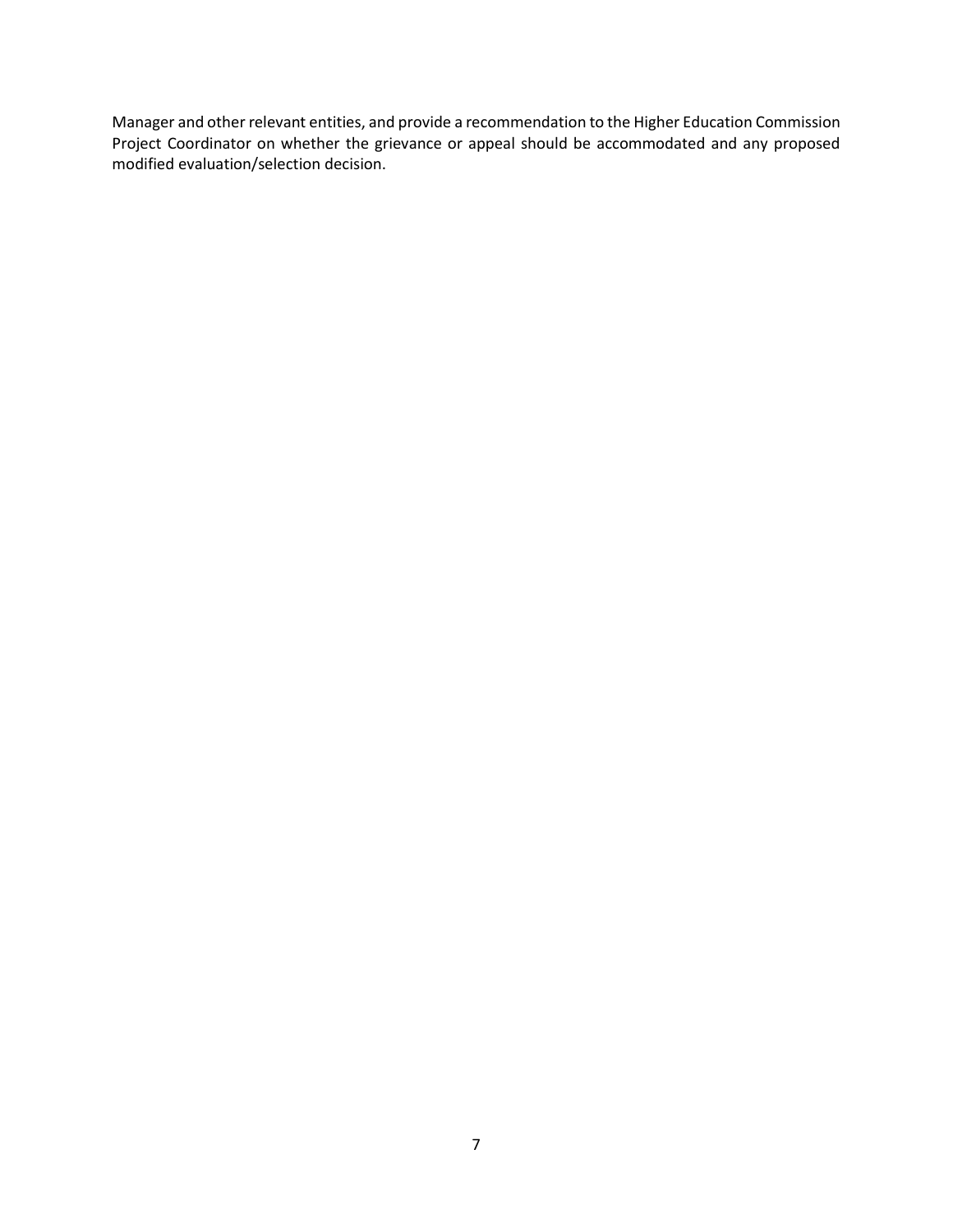Manager and other relevant entities, and provide a recommendation to the Higher Education Commission Project Coordinator on whether the grievance or appeal should be accommodated and any proposed modified evaluation/selection decision.